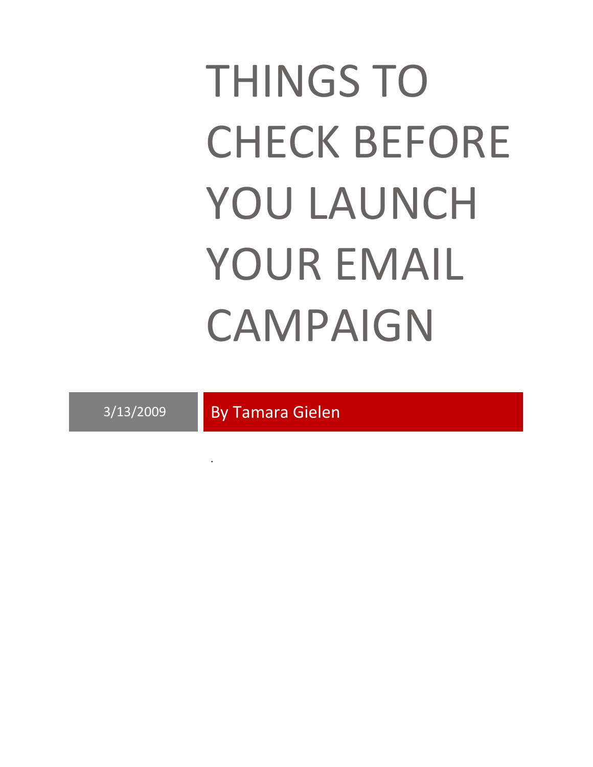# THINGS TO CHECK BEFORE YOU LAUNCH YOUR EMAIL CAMPAIGN

3/13/2009

By Tamara Gielen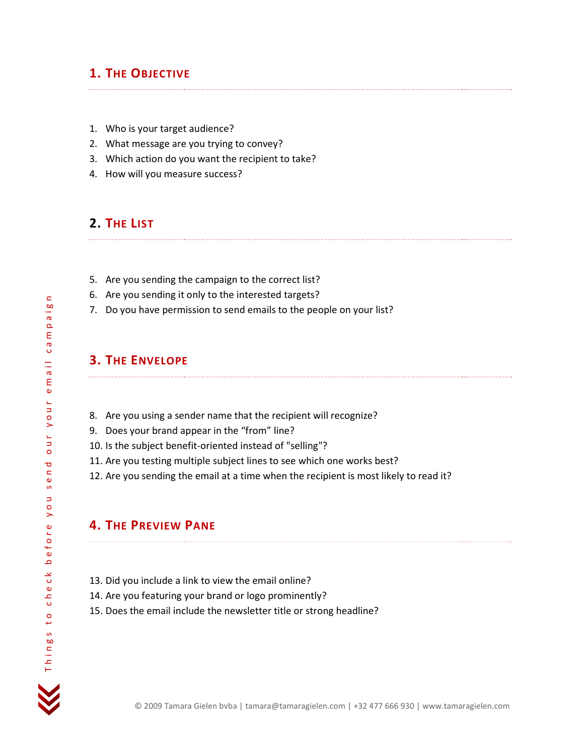## 1. The Objective

1. Who is your target audience?
2. What message are you trying to convey?
3. Which action do you want the recipient to take?
4. How will you measure success?

## 2. The List

5. Are you sending the campaign to the correct list?
6. Are you sending it only to the interested targets?
7. Do you have permission to send emails to the people on your list?

## 3. The Envelope

8. Are you using a sender name that the recipient will recognize?
9. Does your brand appear in the “from” line?
10. Is the subject benefit-oriented instead of "selling"?
11. Are you testing multiple subject lines to see which one works best?
12. Are you sending the email at a time when the recipient is most likely to read it?

## 4. The Preview Pane

13. Did you include a link to view the email online?
14. Are you featuring your brand or logo prominently?
15. Does the email include the newsletter title or strong headline?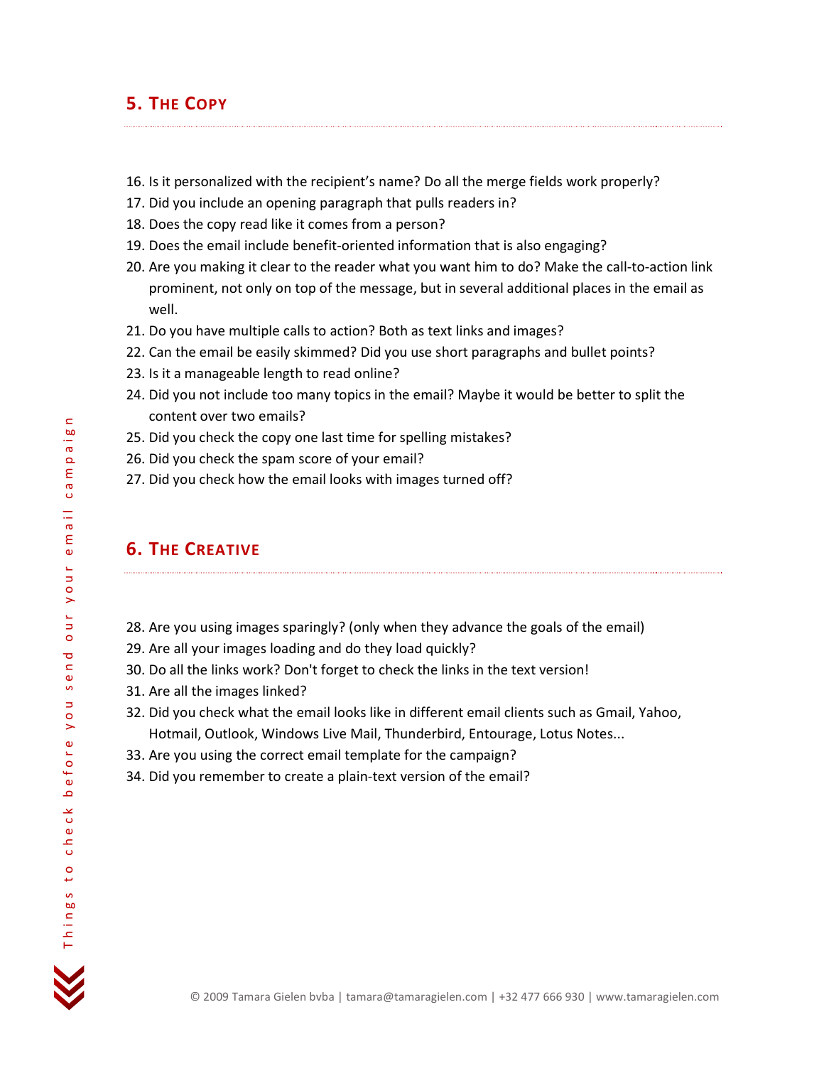## 5. The Copy

16. Is it personalized with the recipient's name? Do all the merge fields work properly?
17. Did you include an opening paragraph that pulls readers in?
18. Does the copy read like it comes from a person?
19. Does the email include benefit-oriented information that is also engaging?
20. Are you making it clear to the reader what you want him to do? Make the call-to-action link prominent, not only on top of the message, but in several additional places in the email as well.
21. Do you have multiple calls to action? Both as text links and images?
22. Can the email be easily skimmed? Did you use short paragraphs and bullet points?
23. Is it a manageable length to read online?
24. Did you not include too many topics in the email? Maybe it would be better to split the content over two emails?
25. Did you check the copy one last time for spelling mistakes?
26. Did you check the spam score of your email?
27. Did you check how the email looks with images turned off?

## 6. The Creative

28. Are you using images sparingly? (only when they advance the goals of the email)
29. Are all your images loading and do they load quickly?
30. Do all the links work? Don't forget to check the links in the text version!
31. Are all the images linked?
32. Did you check what the email looks like in different email clients such as Gmail, Yahoo, Hotmail, Outlook, Windows Live Mail, Thunderbird, Entourage, Lotus Notes...
33. Are you using the correct email template for the campaign?
34. Did you remember to create a plain-text version of the email?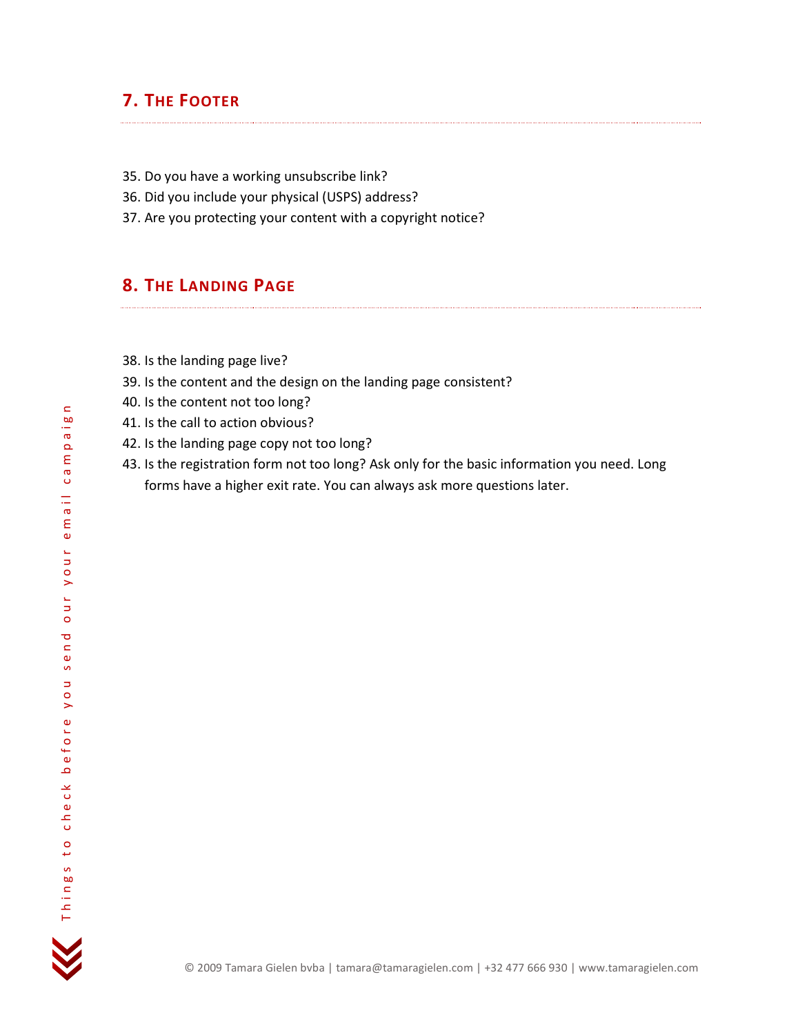## 7. The Footer

35. Do you have a working unsubscribe link?
36. Did you include your physical (USPS) address?
37. Are you protecting your content with a copyright notice?

## 8. The Landing Page

38. Is the landing page live?
39. Is the content and the design on the landing page consistent?
40. Is the content not too long?
41. Is the call to action obvious?
42. Is the landing page copy not too long?
43. Is the registration form not too long? Ask only for the basic information you need. Long forms have a higher exit rate. You can always ask more questions later.